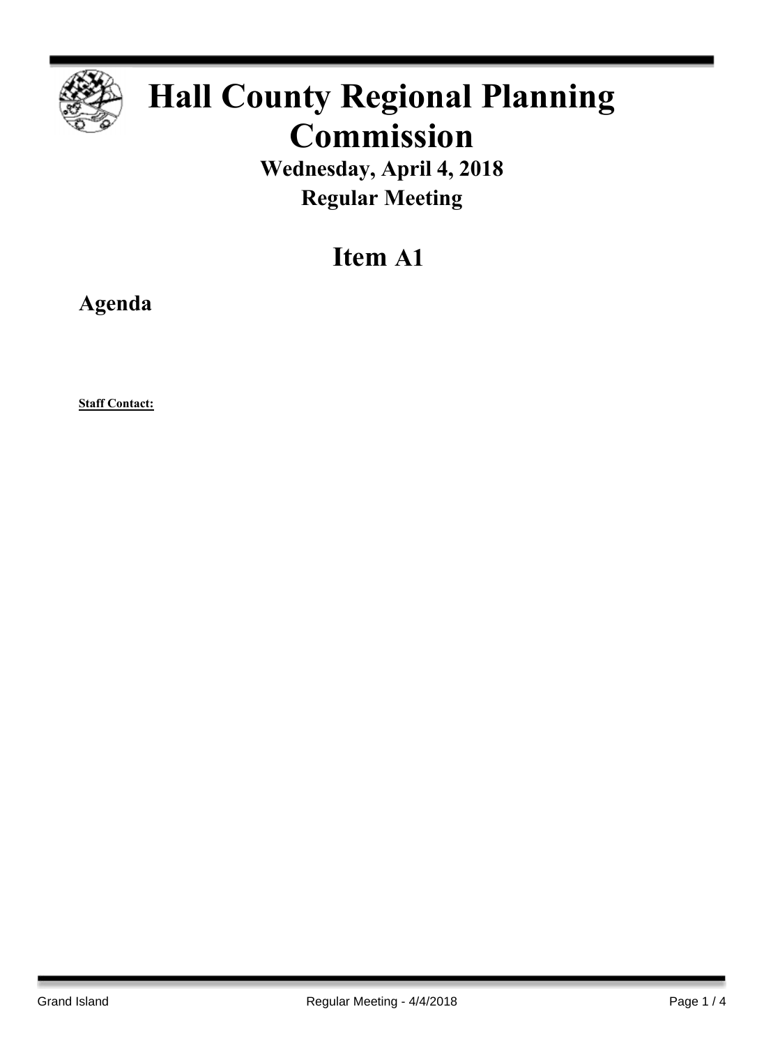# Hall County Regional Planning Commission

**Wednesday, April 4, 2018**

**Regular Meeting**

## Item A1

### Agenda

**Staff Contact:**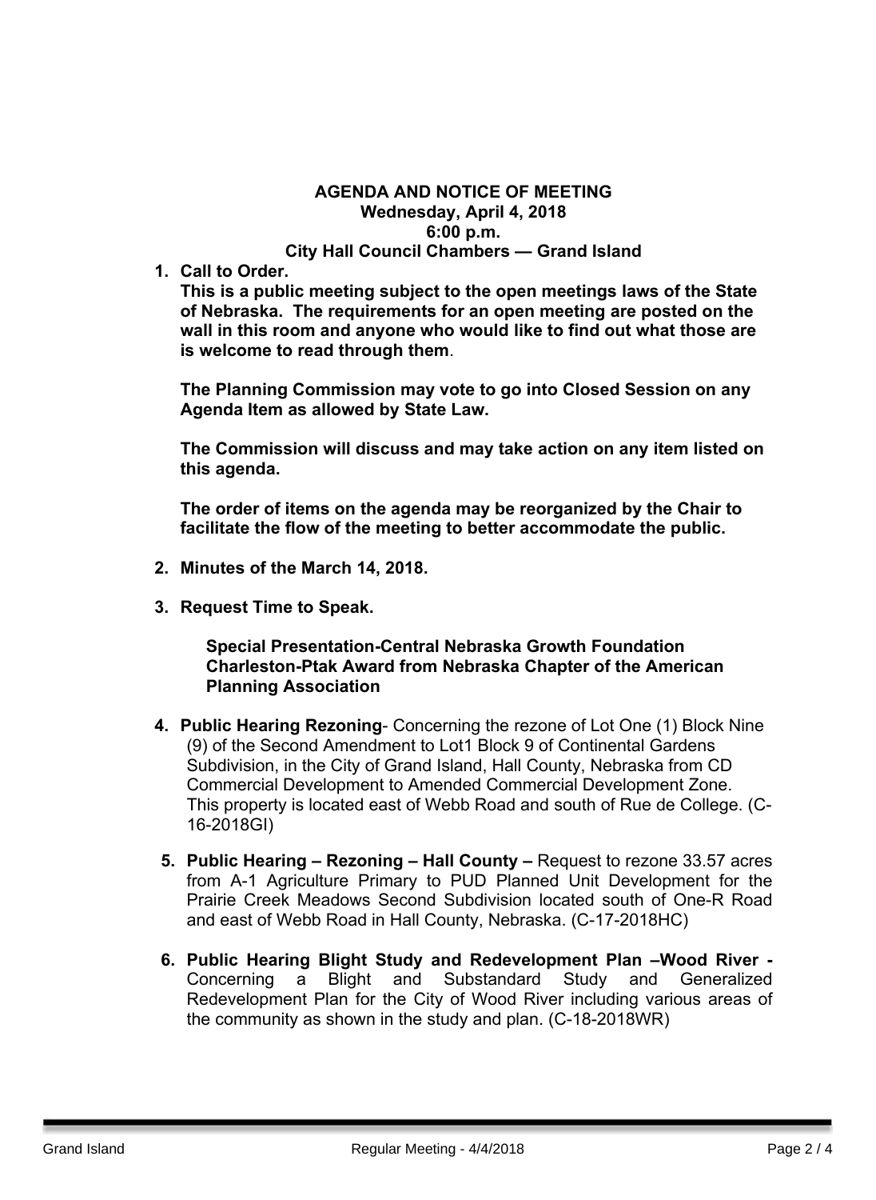**AGENDA AND NOTICE OF MEETING**
**Wednesday, April 4, 2018**
**6:00 p.m.**
**City Hall Council Chambers — Grand Island**

1. **Call to Order.**
   **This is a public meeting subject to the open meetings laws of the State of Nebraska. The requirements for an open meeting are posted on the wall in this room and anyone who would like to find out what those are is welcome to read through them**.

   **The Planning Commission may vote to go into Closed Session on any Agenda Item as allowed by State Law.**

   **The Commission will discuss and may take action on any item listed on this agenda.**

   **The order of items on the agenda may be reorganized by the Chair to facilitate the flow of the meeting to better accommodate the public.**

2. **Minutes of the March 14, 2018.**

3. **Request Time to Speak.**

   **Special Presentation-Central Nebraska Growth Foundation Charleston-Ptak Award from Nebraska Chapter of the American Planning Association**

4. **Public Hearing Rezoning**- Concerning the rezone of Lot One (1) Block Nine (9) of the Second Amendment to Lot1 Block 9 of Continental Gardens Subdivision, in the City of Grand Island, Hall County, Nebraska from CD Commercial Development to Amended Commercial Development Zone. This property is located east of Webb Road and south of Rue de College. (C-16-2018GI)

5. **Public Hearing – Rezoning – Hall County –** Request to rezone 33.57 acres from A-1 Agriculture Primary to PUD Planned Unit Development for the Prairie Creek Meadows Second Subdivision located south of One-R Road and east of Webb Road in Hall County, Nebraska. (C-17-2018HC)

6. **Public Hearing Blight Study and Redevelopment Plan –Wood River -** Concerning a Blight and Substandard Study and Generalized Redevelopment Plan for the City of Wood River including various areas of the community as shown in the study and plan. (C-18-2018WR)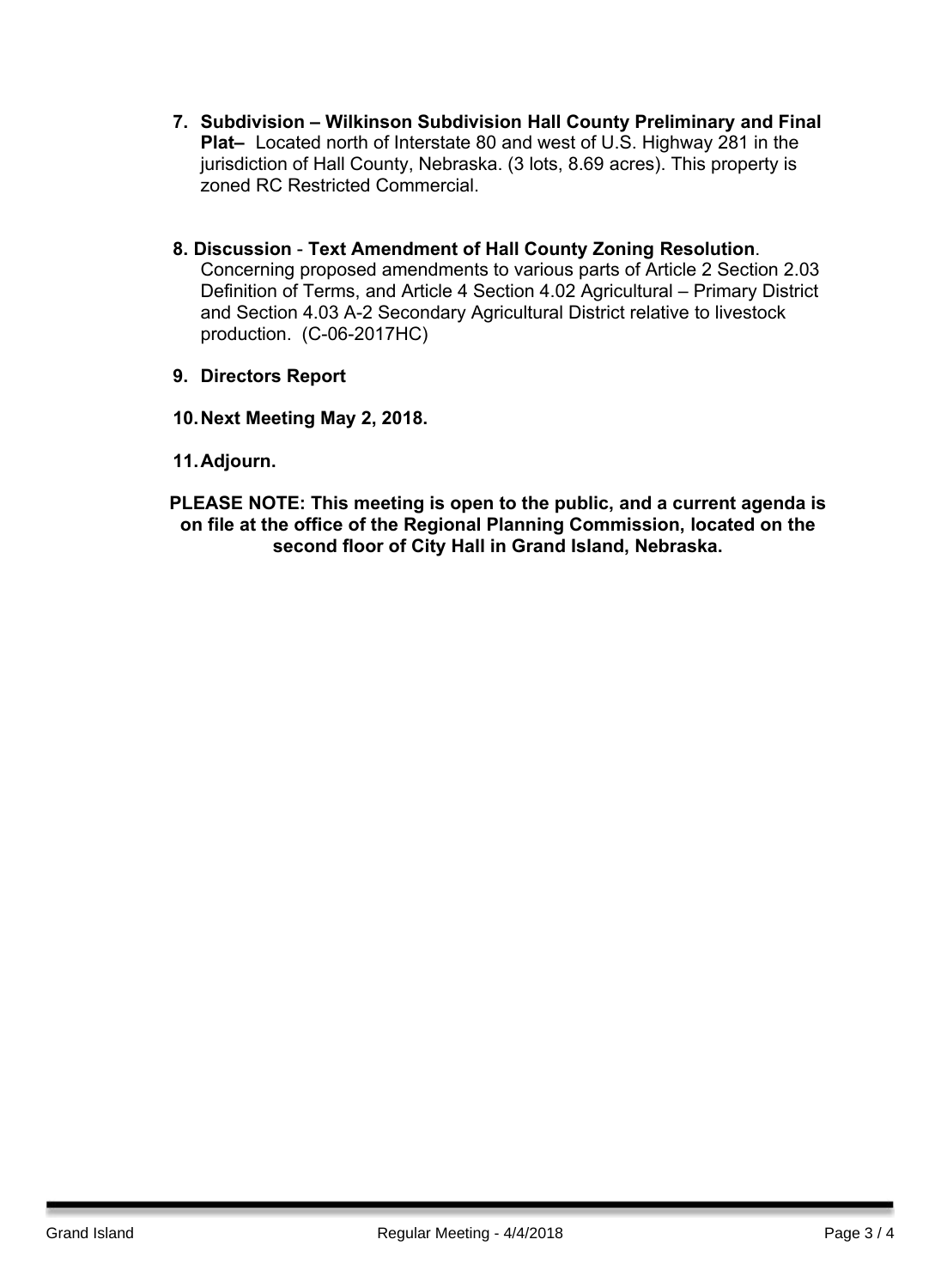7. **Subdivision – Wilkinson Subdivision Hall County Preliminary and Final Plat–** Located north of Interstate 80 and west of U.S. Highway 281 in the jurisdiction of Hall County, Nebraska. (3 lots, 8.69 acres). This property is zoned RC Restricted Commercial.

8. **Discussion** - **Text Amendment of Hall County Zoning Resolution**. Concerning proposed amendments to various parts of Article 2 Section 2.03 Definition of Terms, and Article 4 Section 4.02 Agricultural – Primary District and Section 4.03 A-2 Secondary Agricultural District relative to livestock production. (C-06-2017HC)

9. **Directors Report**

10. **Next Meeting May 2, 2018.**

11. **Adjourn.**

**PLEASE NOTE: This meeting is open to the public, and a current agenda is on file at the office of the Regional Planning Commission, located on the second floor of City Hall in Grand Island, Nebraska.**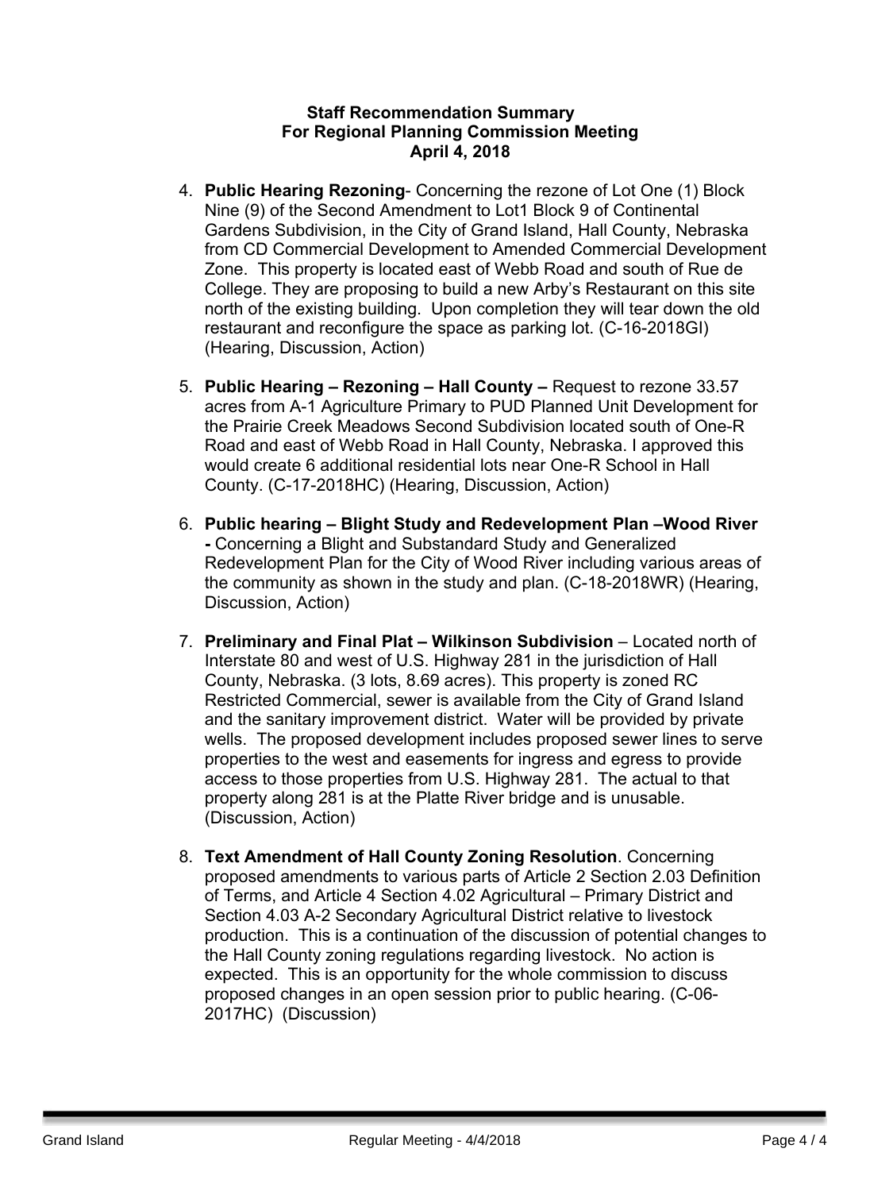**Staff Recommendation Summary**
**For Regional Planning Commission Meeting**
**April 4, 2018**

4. **Public Hearing Rezoning**- Concerning the rezone of Lot One (1) Block Nine (9) of the Second Amendment to Lot1 Block 9 of Continental Gardens Subdivision, in the City of Grand Island, Hall County, Nebraska from CD Commercial Development to Amended Commercial Development Zone. This property is located east of Webb Road and south of Rue de College. They are proposing to build a new Arby's Restaurant on this site north of the existing building. Upon completion they will tear down the old restaurant and reconfigure the space as parking lot. (C-16-2018GI) (Hearing, Discussion, Action)

5. **Public Hearing – Rezoning – Hall County –** Request to rezone 33.57 acres from A-1 Agriculture Primary to PUD Planned Unit Development for the Prairie Creek Meadows Second Subdivision located south of One-R Road and east of Webb Road in Hall County, Nebraska. I approved this would create 6 additional residential lots near One-R School in Hall County. (C-17-2018HC) (Hearing, Discussion, Action)

6. **Public hearing – Blight Study and Redevelopment Plan –Wood River -** Concerning a Blight and Substandard Study and Generalized Redevelopment Plan for the City of Wood River including various areas of the community as shown in the study and plan. (C-18-2018WR) (Hearing, Discussion, Action)

7. **Preliminary and Final Plat – Wilkinson Subdivision** – Located north of Interstate 80 and west of U.S. Highway 281 in the jurisdiction of Hall County, Nebraska. (3 lots, 8.69 acres). This property is zoned RC Restricted Commercial, sewer is available from the City of Grand Island and the sanitary improvement district. Water will be provided by private wells. The proposed development includes proposed sewer lines to serve properties to the west and easements for ingress and egress to provide access to those properties from U.S. Highway 281. The actual to that property along 281 is at the Platte River bridge and is unusable. (Discussion, Action)

8. **Text Amendment of Hall County Zoning Resolution**. Concerning proposed amendments to various parts of Article 2 Section 2.03 Definition of Terms, and Article 4 Section 4.02 Agricultural – Primary District and Section 4.03 A-2 Secondary Agricultural District relative to livestock production. This is a continuation of the discussion of potential changes to the Hall County zoning regulations regarding livestock. No action is expected. This is an opportunity for the whole commission to discuss proposed changes in an open session prior to public hearing. (C-06-2017HC) (Discussion)